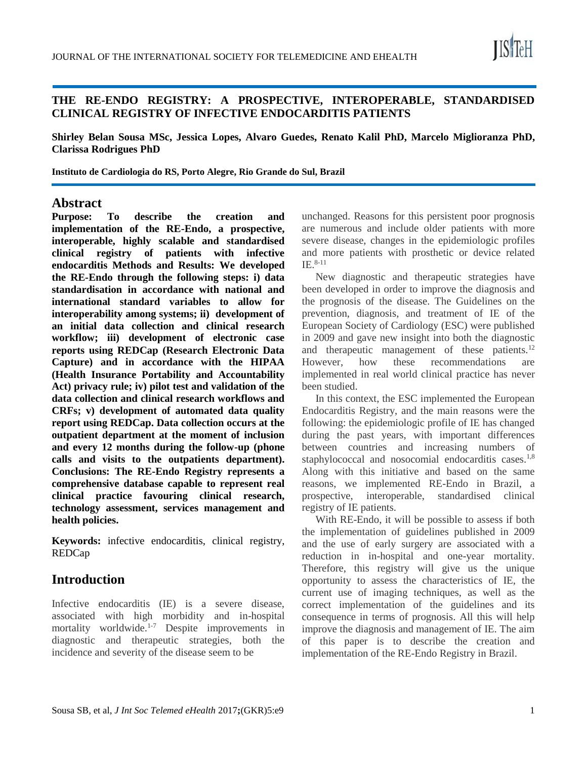# THE RE-ENDO REGISTRY: A PROSPECTIVE, INTEROPERABLE, STANDARDISED CLINICAL REGISTRY OF INFECTIVE ENDOCARDITIS PATIENTS

**Shirley Belan Sousa MSc, Jessica Lopes, Alvaro Guedes, Renato Kalil PhD, Marcelo Miglioranza PhD, Clarissa Rodrigues PhD**

**Instituto de Cardiologia do RS, Porto Alegre, Rio Grande do Sul, Brazil**

## Abstract

**Purpose: To describe the creation and implementation of the RE-Endo, a prospective, interoperable, highly scalable and standardised clinical registry of patients with infective endocarditis Methods and Results: We developed the RE-Endo through the following steps: i) data standardisation in accordance with national and international standard variables to allow for interoperability among systems; ii) development of an initial data collection and clinical research workflow; iii) development of electronic case reports using REDCap (Research Electronic Data Capture) and in accordance with the HIPAA (Health Insurance Portability and Accountability Act) privacy rule; iv) pilot test and validation of the data collection and clinical research workflows and CRFs; v) development of automated data quality report using REDCap. Data collection occurs at the outpatient department at the moment of inclusion and every 12 months during the follow-up (phone calls and visits to the outpatients department). Conclusions: The RE-Endo Registry represents a comprehensive database capable to represent real clinical practice favouring clinical research, technology assessment, services management and health policies.**

**Keywords:** infective endocarditis, clinical registry, REDCap

## Introduction

Infective endocarditis (IE) is a severe disease, associated with high morbidity and in-hospital mortality worldwide.[1-7] Despite improvements in diagnostic and therapeutic strategies, both the incidence and severity of the disease seem to be unchanged. Reasons for this persistent poor prognosis are numerous and include older patients with more severe disease, changes in the epidemiologic profiles and more patients with prosthetic or device related IE.[8-11]

New diagnostic and therapeutic strategies have been developed in order to improve the diagnosis and the prognosis of the disease. The Guidelines on the prevention, diagnosis, and treatment of IE of the European Society of Cardiology (ESC) were published in 2009 and gave new insight into both the diagnostic and therapeutic management of these patients.[12] However, how these recommendations are implemented in real world clinical practice has never been studied.

In this context, the ESC implemented the European Endocarditis Registry, and the main reasons were the following: the epidemiologic profile of IE has changed during the past years, with important differences between countries and increasing numbers of staphylococcal and nosocomial endocarditis cases.[1,8] Along with this initiative and based on the same reasons, we implemented RE-Endo in Brazil, a prospective, interoperable, standardised clinical registry of IE patients.

With RE-Endo, it will be possible to assess if both the implementation of guidelines published in 2009 and the use of early surgery are associated with a reduction in in-hospital and one-year mortality. Therefore, this registry will give us the unique opportunity to assess the characteristics of IE, the current use of imaging techniques, as well as the correct implementation of the guidelines and its consequence in terms of prognosis. All this will help improve the diagnosis and management of IE. The aim of this paper is to describe the creation and implementation of the RE-Endo Registry in Brazil.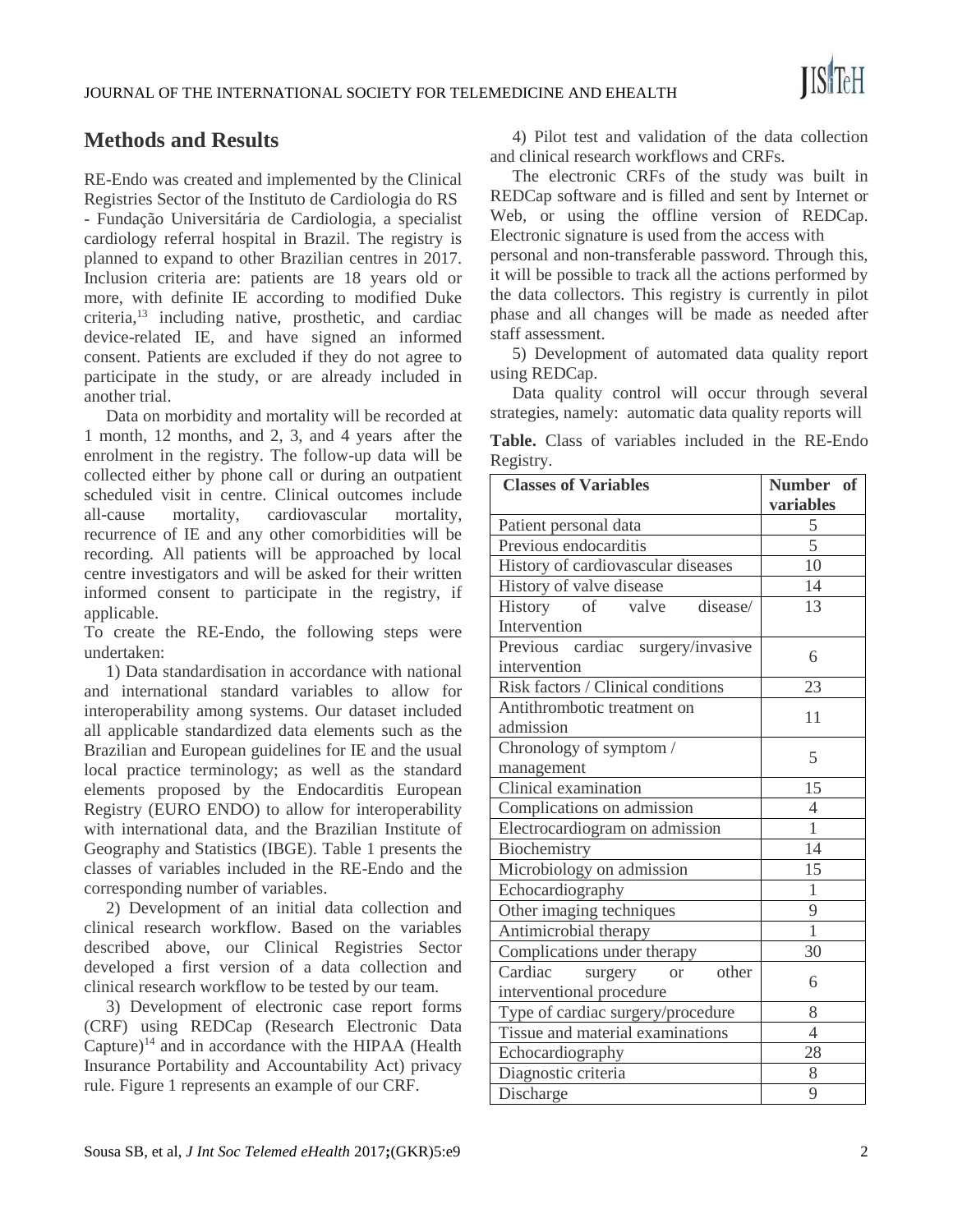## Methods and Results

RE-Endo was created and implemented by the Clinical Registries Sector of the Instituto de Cardiologia do RS - Fundação Universitária de Cardiologia, a specialist cardiology referral hospital in Brazil. The registry is planned to expand to other Brazilian centres in 2017. Inclusion criteria are: patients are 18 years old or more, with definite IE according to modified Duke criteria,[13] including native, prosthetic, and cardiac device-related IE, and have signed an informed consent. Patients are excluded if they do not agree to participate in the study, or are already included in another trial.

Data on morbidity and mortality will be recorded at 1 month, 12 months, and 2, 3, and 4 years after the enrolment in the registry. The follow-up data will be collected either by phone call or during an outpatient scheduled visit in centre. Clinical outcomes include all-cause mortality, cardiovascular mortality, recurrence of IE and any other comorbidities will be recording. All patients will be approached by local centre investigators and will be asked for their written informed consent to participate in the registry, if applicable.

To create the RE-Endo, the following steps were undertaken:

1) Data standardisation in accordance with national and international standard variables to allow for interoperability among systems. Our dataset included all applicable standardized data elements such as the Brazilian and European guidelines for IE and the usual local practice terminology; as well as the standard elements proposed by the Endocarditis European Registry (EURO ENDO) to allow for interoperability with international data, and the Brazilian Institute of Geography and Statistics (IBGE). Table 1 presents the classes of variables included in the RE-Endo and the corresponding number of variables.

2) Development of an initial data collection and clinical research workflow. Based on the variables described above, our Clinical Registries Sector developed a first version of a data collection and clinical research workflow to be tested by our team.

3) Development of electronic case report forms (CRF) using REDCap (Research Electronic Data Capture)[14] and in accordance with the HIPAA (Health Insurance Portability and Accountability Act) privacy rule. Figure 1 represents an example of our CRF.

4) Pilot test and validation of the data collection and clinical research workflows and CRFs.

The electronic CRFs of the study was built in REDCap software and is filled and sent by Internet or Web, or using the offline version of REDCap. Electronic signature is used from the access with personal and non-transferable password. Through this, it will be possible to track all the actions performed by the data collectors. This registry is currently in pilot phase and all changes will be made as needed after staff assessment.

5) Development of automated data quality report using REDCap.

Data quality control will occur through several strategies, namely: automatic data quality reports will

**Table.** Class of variables included in the RE-Endo Registry.

| Classes of Variables | Number of variables |
|---|---|
| Patient personal data | 5 |
| Previous endocarditis | 5 |
| History of cardiovascular diseases | 10 |
| History of valve disease | 14 |
| History of valve disease/ Intervention | 13 |
| Previous cardiac surgery/invasive intervention | 6 |
| Risk factors / Clinical conditions | 23 |
| Antithrombotic treatment on admission | 11 |
| Chronology of symptom / management | 5 |
| Clinical examination | 15 |
| Complications on admission | 4 |
| Electrocardiogram on admission | 1 |
| Biochemistry | 14 |
| Microbiology on admission | 15 |
| Echocardiography | 1 |
| Other imaging techniques | 9 |
| Antimicrobial therapy | 1 |
| Complications under therapy | 30 |
| Cardiac surgery or other interventional procedure | 6 |
| Type of cardiac surgery/procedure | 8 |
| Tissue and material examinations | 4 |
| Echocardiography | 28 |
| Diagnostic criteria | 8 |
| Discharge | 9 |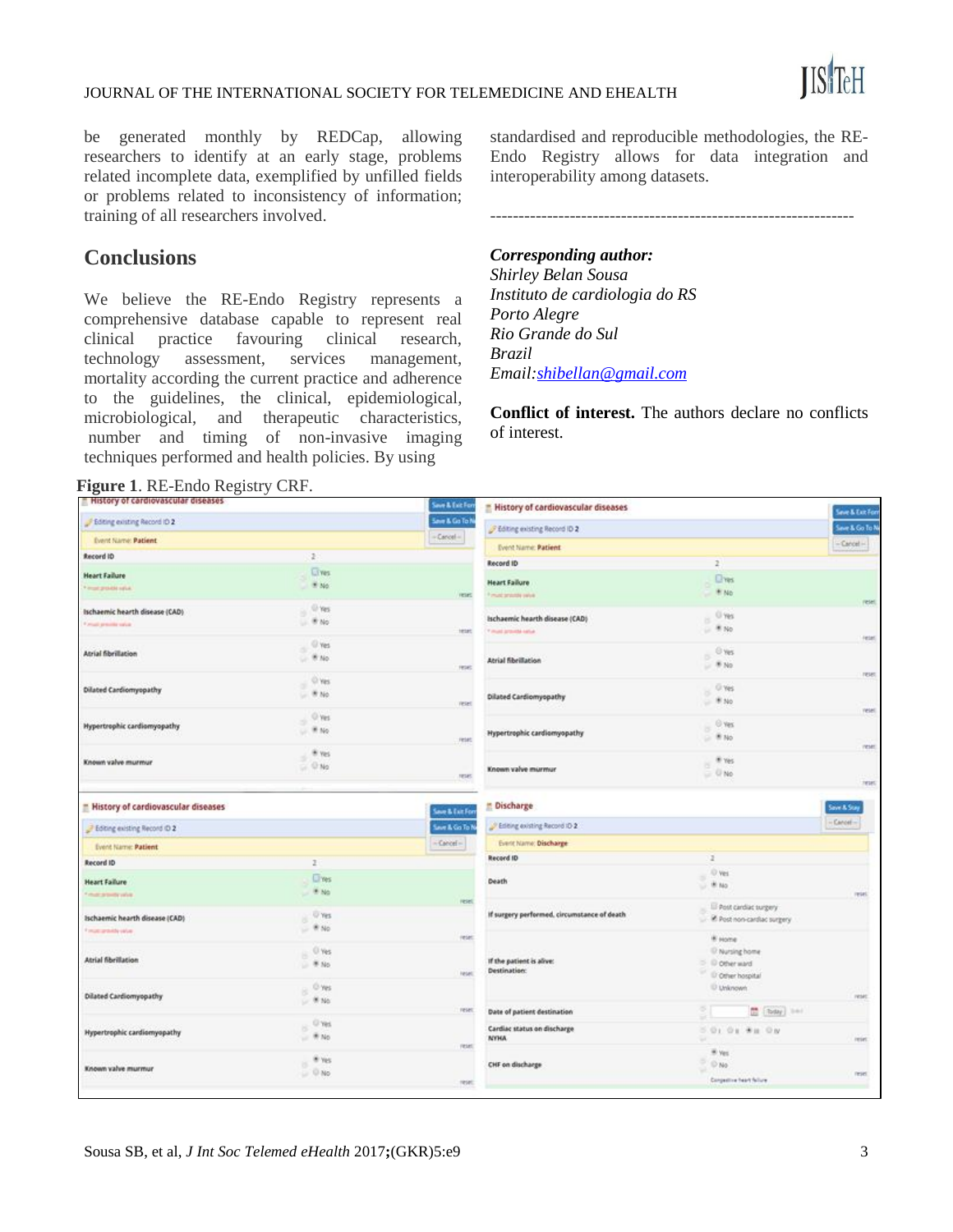be generated monthly by REDCap, allowing researchers to identify at an early stage, problems related incomplete data, exemplified by unfilled fields or problems related to inconsistency of information; training of all researchers involved.

## Conclusions

We believe the RE-Endo Registry represents a comprehensive database capable to represent real clinical practice favouring clinical research, technology assessment, services management, mortality according the current practice and adherence to the guidelines, the clinical, epidemiological, microbiological, and therapeutic characteristics, number and timing of non-invasive imaging techniques performed and health policies. By using standardised and reproducible methodologies, the RE-Endo Registry allows for data integration and interoperability among datasets.

---

***Corresponding author:***
*Shirley Belan Sousa*
*Instituto de cardiologia do RS*
*Porto Alegre*
*Rio Grande do Sul*
*Brazil*
*Email:shibellan@gmail.com*

**Conflict of interest.** The authors declare no conflicts of interest.

**Figure 1**. RE-Endo Registry CRF.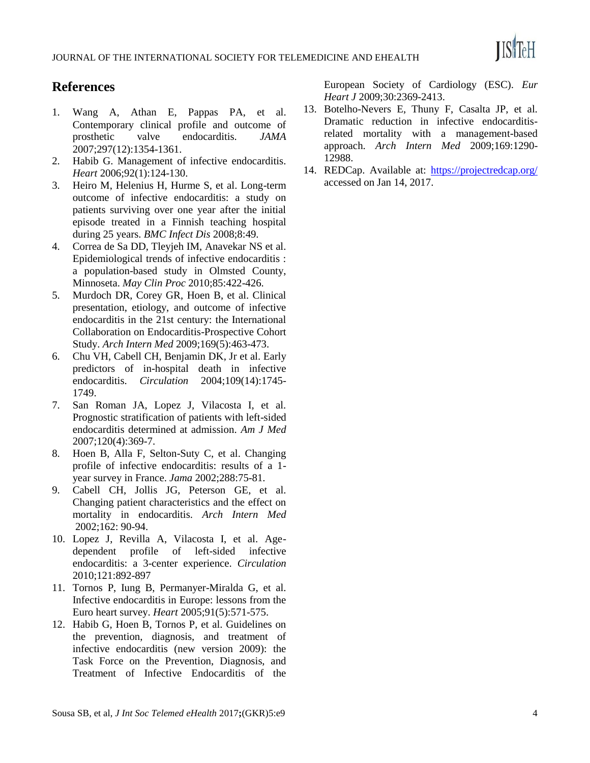## References

1. Wang A, Athan E, Pappas PA, et al. Contemporary clinical profile and outcome of prosthetic valve endocarditis. *JAMA* 2007;297(12):1354-1361.
2. Habib G. Management of infective endocarditis. *Heart* 2006;92(1):124-130.
3. Heiro M, Helenius H, Hurme S, et al. Long-term outcome of infective endocarditis: a study on patients surviving over one year after the initial episode treated in a Finnish teaching hospital during 25 years. *BMC Infect Dis* 2008;8:49.
4. Correa de Sa DD, Tleyjeh IM, Anavekar NS et al. Epidemiological trends of infective endocarditis : a population-based study in Olmsted County, Minnoseta. *May Clin Proc* 2010;85:422-426.
5. Murdoch DR, Corey GR, Hoen B, et al. Clinical presentation, etiology, and outcome of infective endocarditis in the 21st century: the International Collaboration on Endocarditis-Prospective Cohort Study. *Arch Intern Med* 2009;169(5):463-473.
6. Chu VH, Cabell CH, Benjamin DK, Jr et al. Early predictors of in-hospital death in infective endocarditis. *Circulation* 2004;109(14):1745-1749.
7. San Roman JA, Lopez J, Vilacosta I, et al. Prognostic stratification of patients with left-sided endocarditis determined at admission. *Am J Med* 2007;120(4):369-7.
8. Hoen B, Alla F, Selton-Suty C, et al. Changing profile of infective endocarditis: results of a 1-year survey in France. *Jama* 2002;288:75-81.
9. Cabell CH, Jollis JG, Peterson GE, et al. Changing patient characteristics and the effect on mortality in endocarditis. *Arch Intern Med* 2002;162: 90-94.
10. Lopez J, Revilla A, Vilacosta I, et al. Age-dependent profile of left-sided infective endocarditis: a 3-center experience. *Circulation* 2010;121:892-897
11. Tornos P, Iung B, Permanyer-Miralda G, et al. Infective endocarditis in Europe: lessons from the Euro heart survey. *Heart* 2005;91(5):571-575.
12. Habib G, Hoen B, Tornos P, et al. Guidelines on the prevention, diagnosis, and treatment of infective endocarditis (new version 2009): the Task Force on the Prevention, Diagnosis, and Treatment of Infective Endocarditis of the European Society of Cardiology (ESC). *Eur Heart J* 2009;30:2369-2413.
13. Botelho-Nevers E, Thuny F, Casalta JP, et al. Dramatic reduction in infective endocarditis-related mortality with a management-based approach. *Arch Intern Med* 2009;169:1290-12988.
14. REDCap. Available at: https://projectredcap.org/ accessed on Jan 14, 2017.